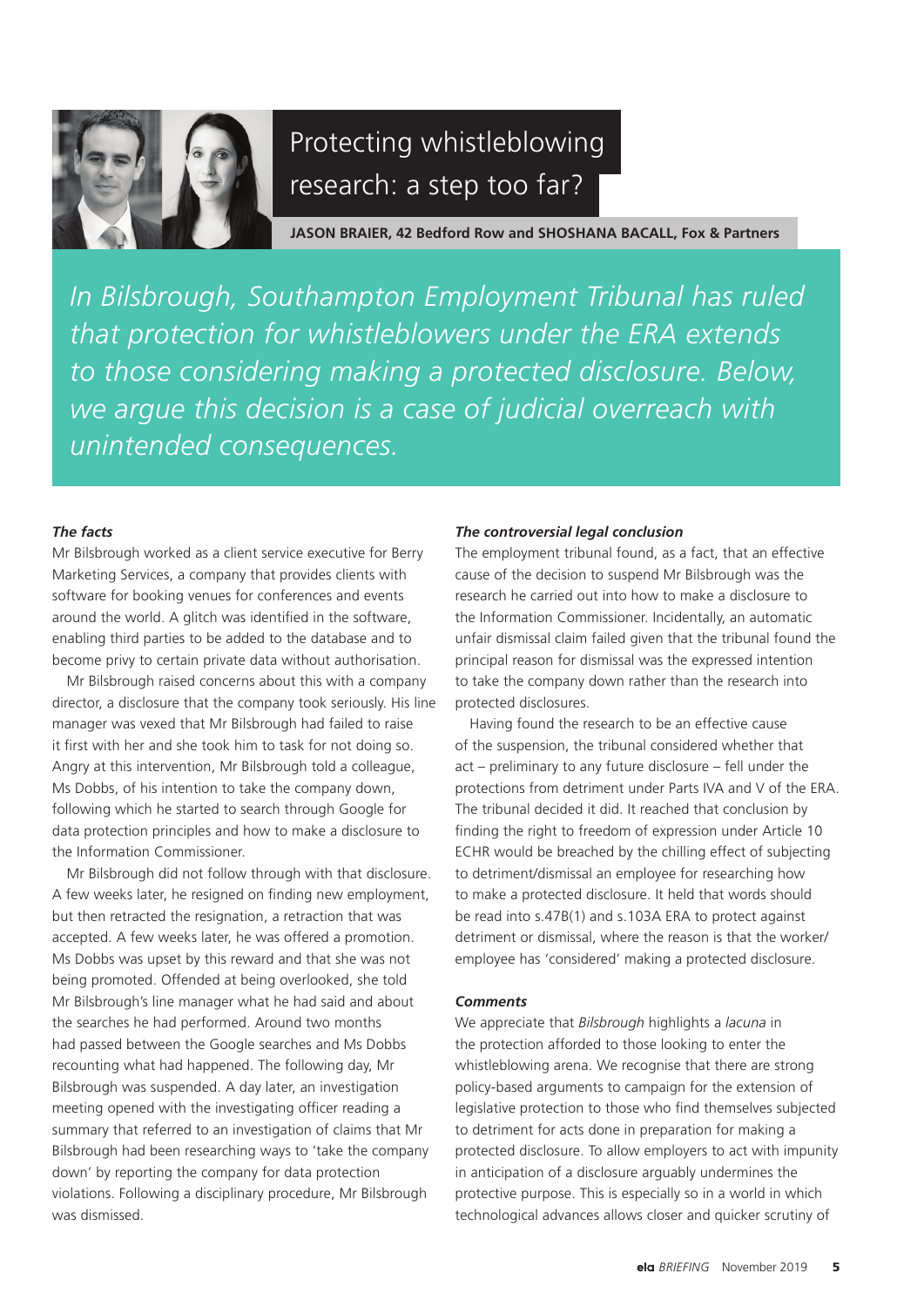# Protecting whistleblowing research: a step too far?

**JASON BRAIER, 42 Bedford Row and SHOSHANA BACALL, Fox & Partners**

*In Bilsbrough, Southampton Employment Tribunal has ruled that protection for whistleblowers under the ERA extends to those considering making a protected disclosure. Below, we argue this decision is a case of judicial overreach with unintended consequences.*

### *The facts*

Mr Bilsbrough worked as a client service executive for Berry Marketing Services, a company that provides clients with software for booking venues for conferences and events around the world. A glitch was identified in the software, enabling third parties to be added to the database and to become privy to certain private data without authorisation.

Mr Bilsbrough raised concerns about this with a company director, a disclosure that the company took seriously. His line manager was vexed that Mr Bilsbrough had failed to raise it first with her and she took him to task for not doing so. Angry at this intervention, Mr Bilsbrough told a colleague, Ms Dobbs, of his intention to take the company down, following which he started to search through Google for data protection principles and how to make a disclosure to the Information Commissioner.

Mr Bilsbrough did not follow through with that disclosure. A few weeks later, he resigned on finding new employment, but then retracted the resignation, a retraction that was accepted. A few weeks later, he was offered a promotion. Ms Dobbs was upset by this reward and that she was not being promoted. Offended at being overlooked, she told Mr Bilsbrough's line manager what he had said and about the searches he had performed. Around two months had passed between the Google searches and Ms Dobbs recounting what had happened. The following day, Mr Bilsbrough was suspended. A day later, an investigation meeting opened with the investigating officer reading a summary that referred to an investigation of claims that Mr Bilsbrough had been researching ways to 'take the company down' by reporting the company for data protection violations. Following a disciplinary procedure, Mr Bilsbrough was dismissed.

### *The controversial legal conclusion*

The employment tribunal found, as a fact, that an effective cause of the decision to suspend Mr Bilsbrough was the research he carried out into how to make a disclosure to the Information Commissioner. Incidentally, an automatic unfair dismissal claim failed given that the tribunal found the principal reason for dismissal was the expressed intention to take the company down rather than the research into protected disclosures.

Having found the research to be an effective cause of the suspension, the tribunal considered whether that act – preliminary to any future disclosure – fell under the protections from detriment under Parts IVA and V of the ERA. The tribunal decided it did. It reached that conclusion by finding the right to freedom of expression under Article 10 ECHR would be breached by the chilling effect of subjecting to detriment/dismissal an employee for researching how to make a protected disclosure. It held that words should be read into s.47B(1) and s.103A ERA to protect against detriment or dismissal, where the reason is that the worker/employee has 'considered' making a protected disclosure.

### *Comments*

We appreciate that *Bilsbrough* highlights a *lacuna* in the protection afforded to those looking to enter the whistleblowing arena. We recognise that there are strong policy-based arguments to campaign for the extension of legislative protection to those who find themselves subjected to detriment for acts done in preparation for making a protected disclosure. To allow employers to act with impunity in anticipation of a disclosure arguably undermines the protective purpose. This is especially so in a world in which technological advances allows closer and quicker scrutiny of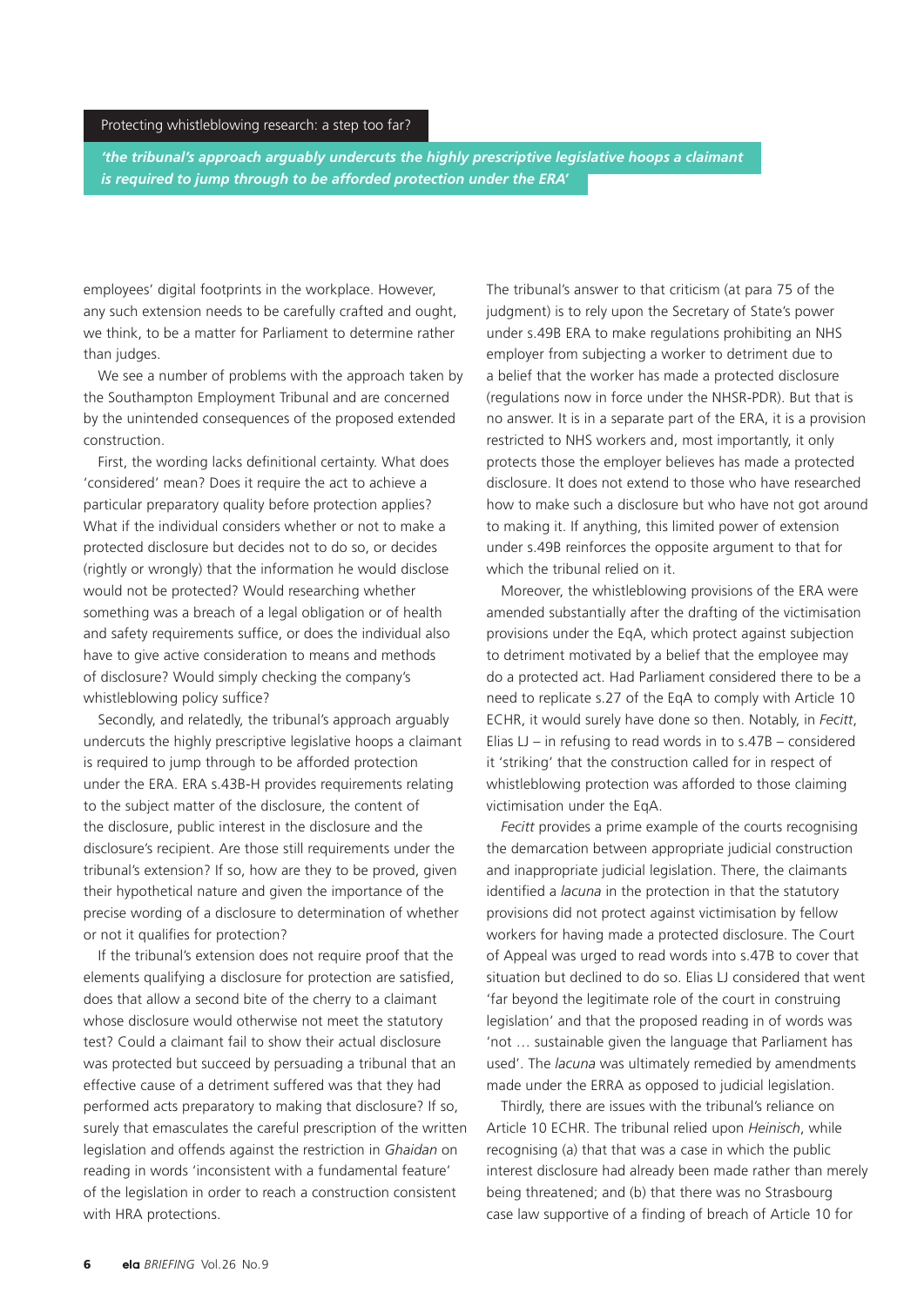*'the tribunal's approach arguably undercuts the highly prescriptive legislative hoops a claimant is required to jump through to be afforded protection under the ERA'*

employees' digital footprints in the workplace. However, any such extension needs to be carefully crafted and ought, we think, to be a matter for Parliament to determine rather than judges.

We see a number of problems with the approach taken by the Southampton Employment Tribunal and are concerned by the unintended consequences of the proposed extended construction.

First, the wording lacks definitional certainty. What does 'considered' mean? Does it require the act to achieve a particular preparatory quality before protection applies? What if the individual considers whether or not to make a protected disclosure but decides not to do so, or decides (rightly or wrongly) that the information he would disclose would not be protected? Would researching whether something was a breach of a legal obligation or of health and safety requirements suffice, or does the individual also have to give active consideration to means and methods of disclosure? Would simply checking the company's whistleblowing policy suffice?

Secondly, and relatedly, the tribunal's approach arguably undercuts the highly prescriptive legislative hoops a claimant is required to jump through to be afforded protection under the ERA. ERA s.43B-H provides requirements relating to the subject matter of the disclosure, the content of the disclosure, public interest in the disclosure and the disclosure's recipient. Are those still requirements under the tribunal's extension? If so, how are they to be proved, given their hypothetical nature and given the importance of the precise wording of a disclosure to determination of whether or not it qualifies for protection?

If the tribunal's extension does not require proof that the elements qualifying a disclosure for protection are satisfied, does that allow a second bite of the cherry to a claimant whose disclosure would otherwise not meet the statutory test? Could a claimant fail to show their actual disclosure was protected but succeed by persuading a tribunal that an effective cause of a detriment suffered was that they had performed acts preparatory to making that disclosure? If so, surely that emasculates the careful prescription of the written legislation and offends against the restriction in *Ghaidan* on reading in words 'inconsistent with a fundamental feature' of the legislation in order to reach a construction consistent with HRA protections.

The tribunal's answer to that criticism (at para 75 of the judgment) is to rely upon the Secretary of State's power under s.49B ERA to make regulations prohibiting an NHS employer from subjecting a worker to detriment due to a belief that the worker has made a protected disclosure (regulations now in force under the NHSR-PDR). But that is no answer. It is in a separate part of the ERA, it is a provision restricted to NHS workers and, most importantly, it only protects those the employer believes has made a protected disclosure. It does not extend to those who have researched how to make such a disclosure but who have not got around to making it. If anything, this limited power of extension under s.49B reinforces the opposite argument to that for which the tribunal relied on it.

Moreover, the whistleblowing provisions of the ERA were amended substantially after the drafting of the victimisation provisions under the EqA, which protect against subjection to detriment motivated by a belief that the employee may do a protected act. Had Parliament considered there to be a need to replicate s.27 of the EqA to comply with Article 10 ECHR, it would surely have done so then. Notably, in *Fecitt*, Elias LJ – in refusing to read words in to s.47B – considered it 'striking' that the construction called for in respect of whistleblowing protection was afforded to those claiming victimisation under the EqA.

*Fecitt* provides a prime example of the courts recognising the demarcation between appropriate judicial construction and inappropriate judicial legislation. There, the claimants identified a *lacuna* in the protection in that the statutory provisions did not protect against victimisation by fellow workers for having made a protected disclosure. The Court of Appeal was urged to read words into s.47B to cover that situation but declined to do so. Elias LJ considered that went 'far beyond the legitimate role of the court in construing legislation' and that the proposed reading in of words was 'not … sustainable given the language that Parliament has used'. The *lacuna* was ultimately remedied by amendments made under the ERRA as opposed to judicial legislation.

Thirdly, there are issues with the tribunal's reliance on Article 10 ECHR. The tribunal relied upon *Heinisch*, while recognising (a) that that was a case in which the public interest disclosure had already been made rather than merely being threatened; and (b) that there was no Strasbourg case law supportive of a finding of breach of Article 10 for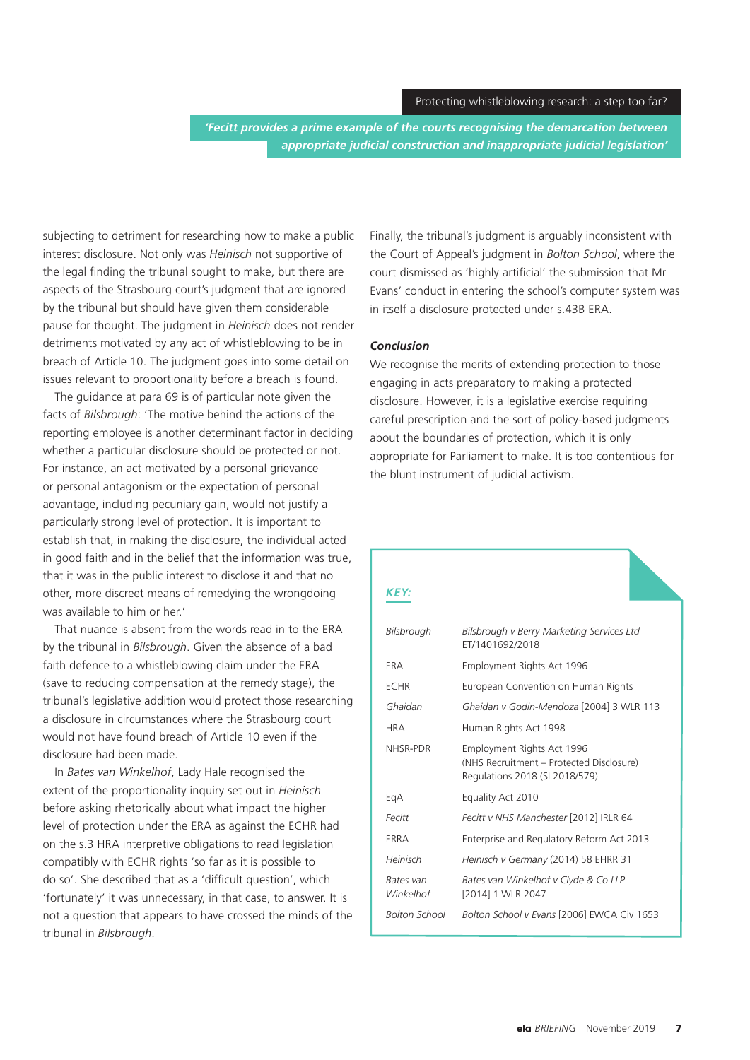*'Fecitt provides a prime example of the courts recognising the demarcation between appropriate judicial construction and inappropriate judicial legislation'*

subjecting to detriment for researching how to make a public interest disclosure. Not only was *Heinisch* not supportive of the legal finding the tribunal sought to make, but there are aspects of the Strasbourg court's judgment that are ignored by the tribunal but should have given them considerable pause for thought. The judgment in *Heinisch* does not render detriments motivated by any act of whistleblowing to be in breach of Article 10. The judgment goes into some detail on issues relevant to proportionality before a breach is found.

The guidance at para 69 is of particular note given the facts of *Bilsbrough*: 'The motive behind the actions of the reporting employee is another determinant factor in deciding whether a particular disclosure should be protected or not. For instance, an act motivated by a personal grievance or personal antagonism or the expectation of personal advantage, including pecuniary gain, would not justify a particularly strong level of protection. It is important to establish that, in making the disclosure, the individual acted in good faith and in the belief that the information was true, that it was in the public interest to disclose it and that no other, more discreet means of remedying the wrongdoing was available to him or her.'

That nuance is absent from the words read in to the ERA by the tribunal in *Bilsbrough*. Given the absence of a bad faith defence to a whistleblowing claim under the ERA (save to reducing compensation at the remedy stage), the tribunal's legislative addition would protect those researching a disclosure in circumstances where the Strasbourg court would not have found breach of Article 10 even if the disclosure had been made.

In *Bates van Winkelhof*, Lady Hale recognised the extent of the proportionality inquiry set out in *Heinisch* before asking rhetorically about what impact the higher level of protection under the ERA as against the ECHR had on the s.3 HRA interpretive obligations to read legislation compatibly with ECHR rights 'so far as it is possible to do so'. She described that as a 'difficult question', which 'fortunately' it was unnecessary, in that case, to answer. It is not a question that appears to have crossed the minds of the tribunal in *Bilsbrough*.

Finally, the tribunal's judgment is arguably inconsistent with the Court of Appeal's judgment in *Bolton School*, where the court dismissed as 'highly artificial' the submission that Mr Evans' conduct in entering the school's computer system was in itself a disclosure protected under s.43B ERA.

***Conclusion***

We recognise the merits of extending protection to those engaging in acts preparatory to making a protected disclosure. However, it is a legislative exercise requiring careful prescription and the sort of policy-based judgments about the boundaries of protection, which it is only appropriate for Parliament to make. It is too contentious for the blunt instrument of judicial activism.

***KEY:***

| | |
|---|---|
| *Bilsbrough* | *Bilsbrough v Berry Marketing Services Ltd* ET/1401692/2018 |
| ERA | Employment Rights Act 1996 |
| ECHR | European Convention on Human Rights |
| *Ghaidan* | *Ghaidan v Godin-Mendoza* [2004] 3 WLR 113 |
| HRA | Human Rights Act 1998 |
| NHSR-PDR | Employment Rights Act 1996 (NHS Recruitment – Protected Disclosure) Regulations 2018 (SI 2018/579) |
| EqA | Equality Act 2010 |
| *Fecitt* | *Fecitt v NHS Manchester* [2012] IRLR 64 |
| ERRA | Enterprise and Regulatory Reform Act 2013 |
| *Heinisch* | *Heinisch v Germany* (2014) 58 EHRR 31 |
| *Bates van Winkelhof* | *Bates van Winkelhof v Clyde & Co LLP* [2014] 1 WLR 2047 |
| *Bolton School* | *Bolton School v Evans* [2006] EWCA Civ 1653 |